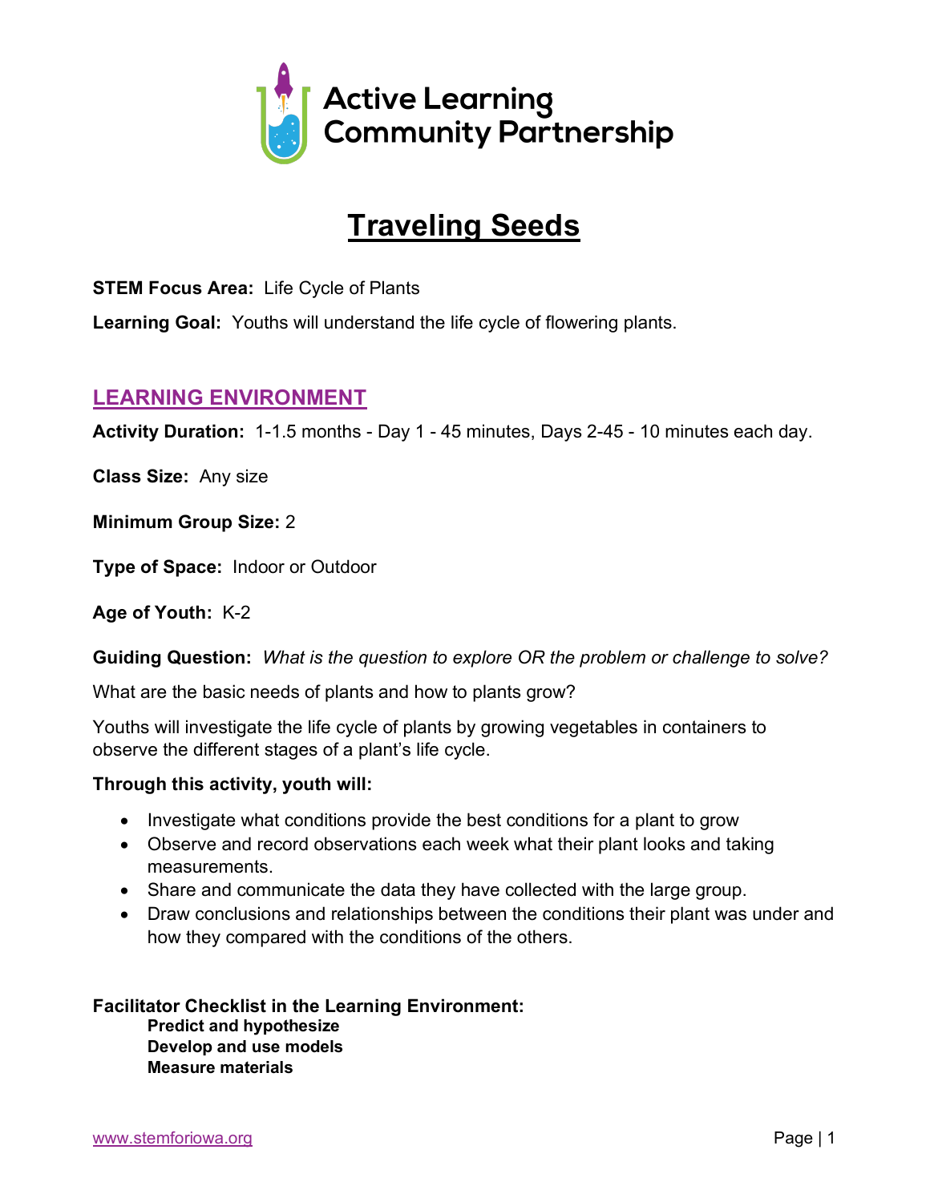Active Learning Community Partnership

# Traveling Seeds

**STEM Focus Area:** Life Cycle of Plants

**Learning Goal:** Youths will understand the life cycle of flowering plants.

## LEARNING ENVIRONMENT

**Activity Duration:** 1-1.5 months - Day 1 - 45 minutes, Days 2-45 - 10 minutes each day.

**Class Size:** Any size

**Minimum Group Size:** 2

**Type of Space:** Indoor or Outdoor

**Age of Youth:** K-2

**Guiding Question:** *What is the question to explore OR the problem or challenge to solve?*

What are the basic needs of plants and how to plants grow?

Youths will investigate the life cycle of plants by growing vegetables in containers to observe the different stages of a plant's life cycle.

**Through this activity, youth will:**

- Investigate what conditions provide the best conditions for a plant to grow
- Observe and record observations each week what their plant looks and taking measurements.
- Share and communicate the data they have collected with the large group.
- Draw conclusions and relationships between the conditions their plant was under and how they compared with the conditions of the others.

**Facilitator Checklist in the Learning Environment:**

**Predict and hypothesize**
**Develop and use models**
**Measure materials**

www.stemforiowa.org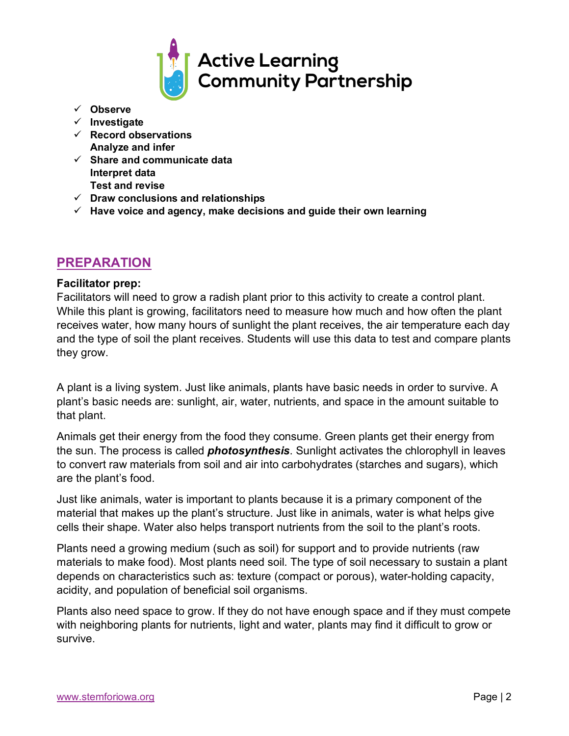- ✓ **Observe**
- ✓ **Investigate**
- ✓ **Record observations**
  **Analyze and infer**
- ✓ **Share and communicate data**
  **Interpret data**
  **Test and revise**
- ✓ **Draw conclusions and relationships**
- ✓ **Have voice and agency, make decisions and guide their own learning**

## PREPARATION

**Facilitator prep:**
Facilitators will need to grow a radish plant prior to this activity to create a control plant. While this plant is growing, facilitators need to measure how much and how often the plant receives water, how many hours of sunlight the plant receives, the air temperature each day and the type of soil the plant receives. Students will use this data to test and compare plants they grow.

A plant is a living system. Just like animals, plants have basic needs in order to survive. A plant's basic needs are: sunlight, air, water, nutrients, and space in the amount suitable to that plant.

Animals get their energy from the food they consume. Green plants get their energy from the sun. The process is called ***photosynthesis***. Sunlight activates the chlorophyll in leaves to convert raw materials from soil and air into carbohydrates (starches and sugars), which are the plant's food.

Just like animals, water is important to plants because it is a primary component of the material that makes up the plant's structure. Just like in animals, water is what helps give cells their shape. Water also helps transport nutrients from the soil to the plant's roots.

Plants need a growing medium (such as soil) for support and to provide nutrients (raw materials to make food). Most plants need soil. The type of soil necessary to sustain a plant depends on characteristics such as: texture (compact or porous), water-holding capacity, acidity, and population of beneficial soil organisms.

Plants also need space to grow. If they do not have enough space and if they must compete with neighboring plants for nutrients, light and water, plants may find it difficult to grow or survive.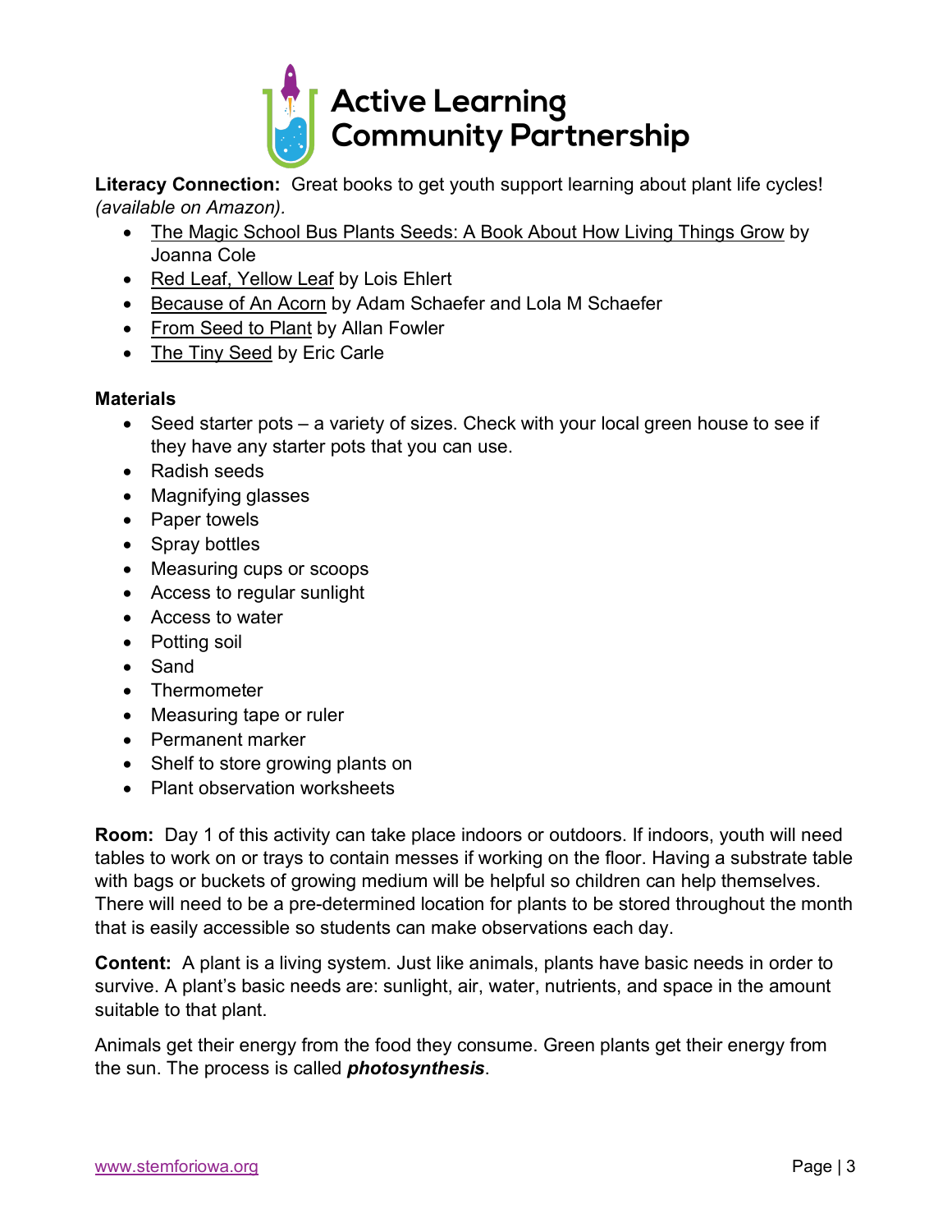**Literacy Connection:** Great books to get youth support learning about plant life cycles! *(available on Amazon).*

- The Magic School Bus Plants Seeds: A Book About How Living Things Grow by Joanna Cole
- Red Leaf, Yellow Leaf by Lois Ehlert
- Because of An Acorn by Adam Schaefer and Lola M Schaefer
- From Seed to Plant by Allan Fowler
- The Tiny Seed by Eric Carle

**Materials**

- Seed starter pots – a variety of sizes. Check with your local green house to see if they have any starter pots that you can use.
- Radish seeds
- Magnifying glasses
- Paper towels
- Spray bottles
- Measuring cups or scoops
- Access to regular sunlight
- Access to water
- Potting soil
- Sand
- Thermometer
- Measuring tape or ruler
- Permanent marker
- Shelf to store growing plants on
- Plant observation worksheets

**Room:** Day 1 of this activity can take place indoors or outdoors. If indoors, youth will need tables to work on or trays to contain messes if working on the floor. Having a substrate table with bags or buckets of growing medium will be helpful so children can help themselves. There will need to be a pre-determined location for plants to be stored throughout the month that is easily accessible so students can make observations each day.

**Content:** A plant is a living system. Just like animals, plants have basic needs in order to survive. A plant's basic needs are: sunlight, air, water, nutrients, and space in the amount suitable to that plant.

Animals get their energy from the food they consume. Green plants get their energy from the sun. The process is called ***photosynthesis***.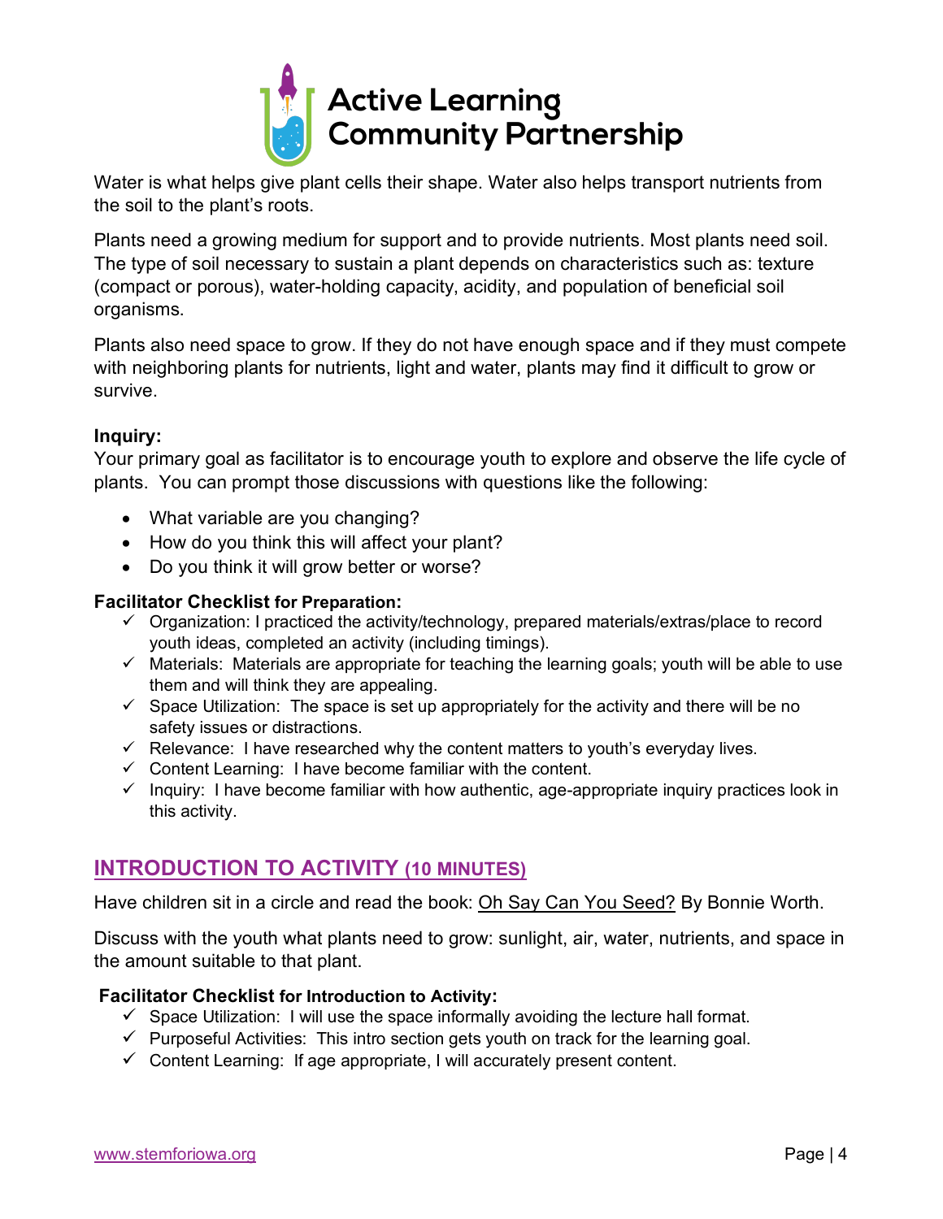Water is what helps give plant cells their shape. Water also helps transport nutrients from the soil to the plant's roots.

Plants need a growing medium for support and to provide nutrients. Most plants need soil. The type of soil necessary to sustain a plant depends on characteristics such as: texture (compact or porous), water-holding capacity, acidity, and population of beneficial soil organisms.

Plants also need space to grow. If they do not have enough space and if they must compete with neighboring plants for nutrients, light and water, plants may find it difficult to grow or survive.

**Inquiry:**
Your primary goal as facilitator is to encourage youth to explore and observe the life cycle of plants. You can prompt those discussions with questions like the following:

- What variable are you changing?
- How do you think this will affect your plant?
- Do you think it will grow better or worse?

**Facilitator Checklist for Preparation:**

- ✓ Organization: I practiced the activity/technology, prepared materials/extras/place to record youth ideas, completed an activity (including timings).
- ✓ Materials: Materials are appropriate for teaching the learning goals; youth will be able to use them and will think they are appealing.
- ✓ Space Utilization: The space is set up appropriately for the activity and there will be no safety issues or distractions.
- ✓ Relevance: I have researched why the content matters to youth's everyday lives.
- ✓ Content Learning: I have become familiar with the content.
- ✓ Inquiry: I have become familiar with how authentic, age-appropriate inquiry practices look in this activity.

## INTRODUCTION TO ACTIVITY (10 MINUTES)

Have children sit in a circle and read the book: Oh Say Can You Seed? By Bonnie Worth.

Discuss with the youth what plants need to grow: sunlight, air, water, nutrients, and space in the amount suitable to that plant.

**Facilitator Checklist for Introduction to Activity:**

- ✓ Space Utilization: I will use the space informally avoiding the lecture hall format.
- ✓ Purposeful Activities: This intro section gets youth on track for the learning goal.
- ✓ Content Learning: If age appropriate, I will accurately present content.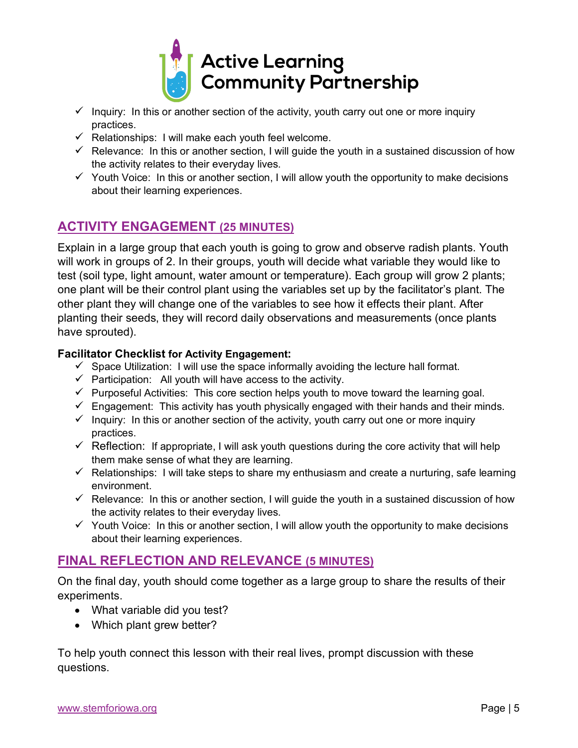- ✓ Inquiry: In this or another section of the activity, youth carry out one or more inquiry practices.
- ✓ Relationships: I will make each youth feel welcome.
- ✓ Relevance: In this or another section, I will guide the youth in a sustained discussion of how the activity relates to their everyday lives.
- ✓ Youth Voice: In this or another section, I will allow youth the opportunity to make decisions about their learning experiences.

## ACTIVITY ENGAGEMENT (25 MINUTES)

Explain in a large group that each youth is going to grow and observe radish plants. Youth will work in groups of 2. In their groups, youth will decide what variable they would like to test (soil type, light amount, water amount or temperature). Each group will grow 2 plants; one plant will be their control plant using the variables set up by the facilitator's plant. The other plant they will change one of the variables to see how it effects their plant. After planting their seeds, they will record daily observations and measurements (once plants have sprouted).

**Facilitator Checklist for Activity Engagement:**

- ✓ Space Utilization: I will use the space informally avoiding the lecture hall format.
- ✓ Participation: All youth will have access to the activity.
- ✓ Purposeful Activities: This core section helps youth to move toward the learning goal.
- ✓ Engagement: This activity has youth physically engaged with their hands and their minds.
- ✓ Inquiry: In this or another section of the activity, youth carry out one or more inquiry practices.
- ✓ Reflection: If appropriate, I will ask youth questions during the core activity that will help them make sense of what they are learning.
- ✓ Relationships: I will take steps to share my enthusiasm and create a nurturing, safe learning environment.
- ✓ Relevance: In this or another section, I will guide the youth in a sustained discussion of how the activity relates to their everyday lives.
- ✓ Youth Voice: In this or another section, I will allow youth the opportunity to make decisions about their learning experiences.

## FINAL REFLECTION AND RELEVANCE (5 MINUTES)

On the final day, youth should come together as a large group to share the results of their experiments.

- What variable did you test?
- Which plant grew better?

To help youth connect this lesson with their real lives, prompt discussion with these questions.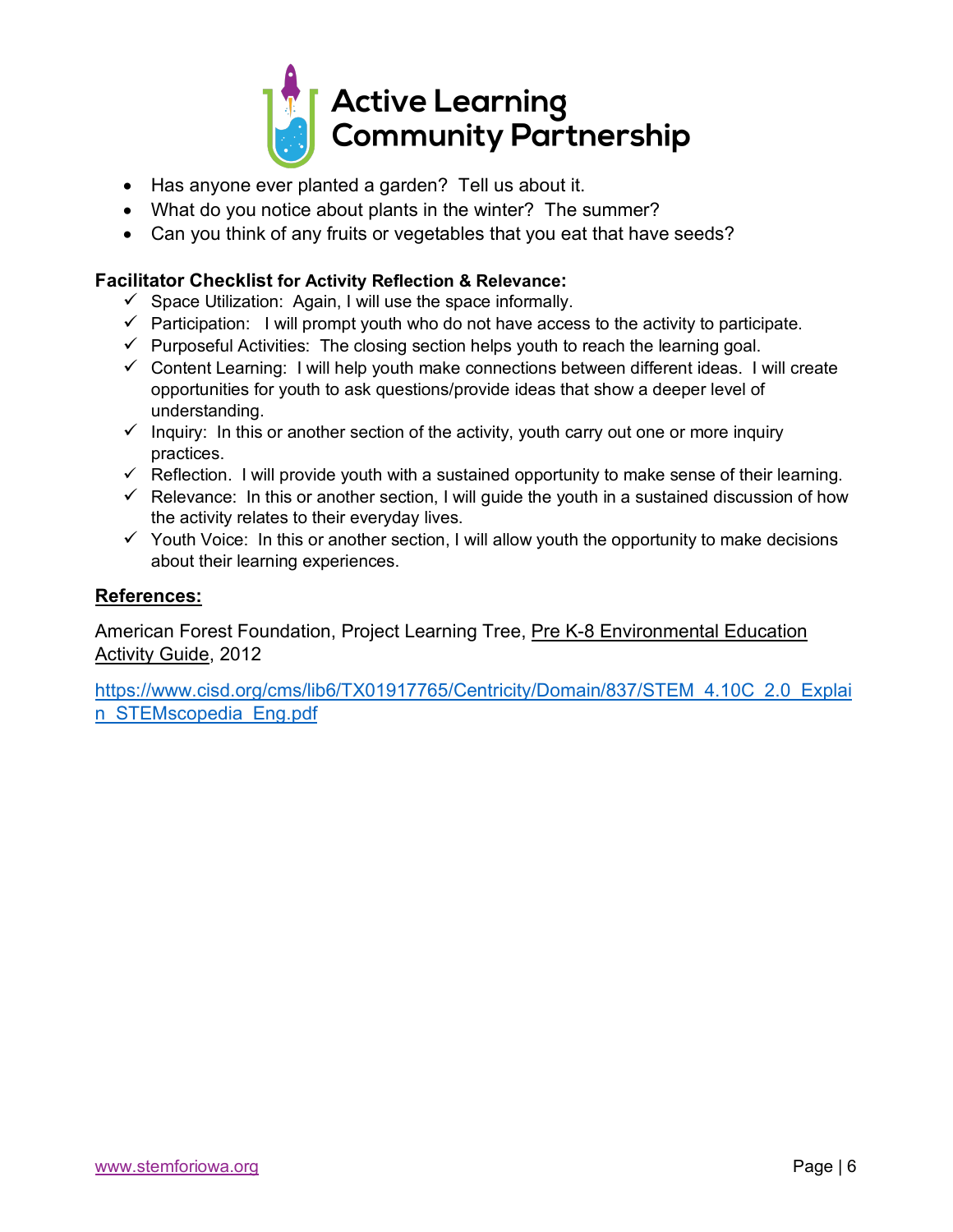- Has anyone ever planted a garden? Tell us about it.
- What do you notice about plants in the winter? The summer?
- Can you think of any fruits or vegetables that you eat that have seeds?

**Facilitator Checklist for Activity Reflection & Relevance:**

- ✓ Space Utilization: Again, I will use the space informally.
- ✓ Participation: I will prompt youth who do not have access to the activity to participate.
- ✓ Purposeful Activities: The closing section helps youth to reach the learning goal.
- ✓ Content Learning: I will help youth make connections between different ideas. I will create opportunities for youth to ask questions/provide ideas that show a deeper level of understanding.
- ✓ Inquiry: In this or another section of the activity, youth carry out one or more inquiry practices.
- ✓ Reflection. I will provide youth with a sustained opportunity to make sense of their learning.
- ✓ Relevance: In this or another section, I will guide the youth in a sustained discussion of how the activity relates to their everyday lives.
- ✓ Youth Voice: In this or another section, I will allow youth the opportunity to make decisions about their learning experiences.

**References:**

American Forest Foundation, Project Learning Tree, Pre K-8 Environmental Education Activity Guide, 2012

https://www.cisd.org/cms/lib6/TX01917765/Centricity/Domain/837/STEM_4.10C_2.0_Explain_STEMscopedia_Eng.pdf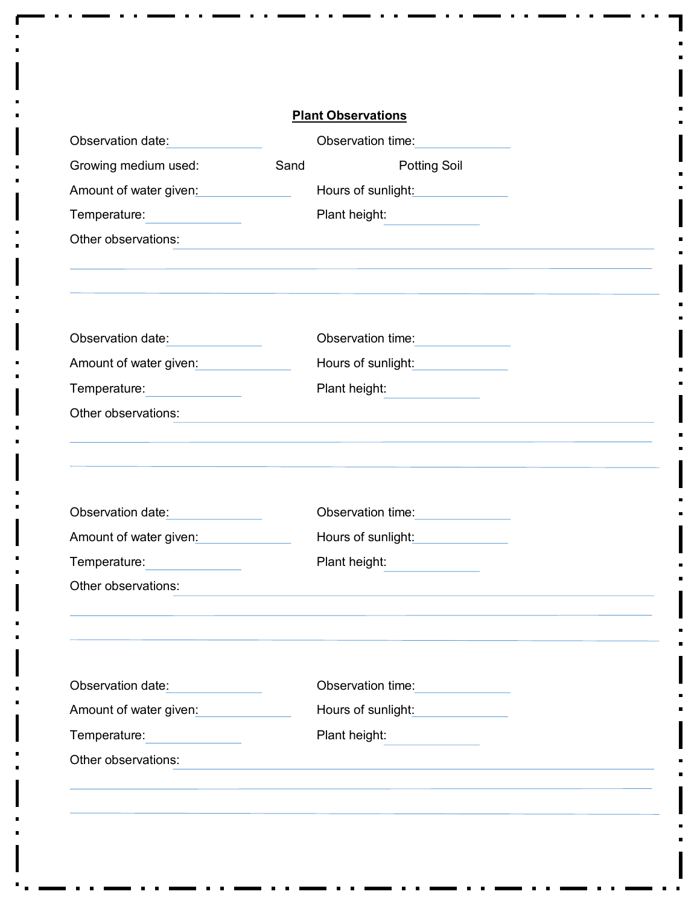**Plant Observations**

Observation date:\_\_\_\_\_\_\_\_\_\_\_\_\_\_ Observation time:\_\_\_\_\_\_\_\_\_\_\_\_\_\_

Growing medium used: Sand Potting Soil

Amount of water given:\_\_\_\_\_\_\_\_\_\_\_\_\_\_ Hours of sunlight:\_\_\_\_\_\_\_\_\_\_\_\_\_\_

Temperature:\_\_\_\_\_\_\_\_\_\_\_\_\_\_ Plant height:\_\_\_\_\_\_\_\_\_\_\_\_\_\_

Other observations:\_\_\_\_\_\_\_\_\_\_\_\_\_\_\_\_\_\_\_\_\_\_\_\_\_\_\_\_\_\_\_\_\_\_\_\_\_\_\_\_\_\_\_\_\_\_\_\_\_\_\_\_\_\_\_\_

\_\_\_\_\_\_\_\_\_\_\_\_\_\_\_\_\_\_\_\_\_\_\_\_\_\_\_\_\_\_\_\_\_\_\_\_\_\_\_\_\_\_\_\_\_\_\_\_\_\_\_\_\_\_\_\_\_\_\_\_\_\_\_\_\_\_\_\_\_\_\_\_

\_\_\_\_\_\_\_\_\_\_\_\_\_\_\_\_\_\_\_\_\_\_\_\_\_\_\_\_\_\_\_\_\_\_\_\_\_\_\_\_\_\_\_\_\_\_\_\_\_\_\_\_\_\_\_\_\_\_\_\_\_\_\_\_\_\_\_\_\_\_\_\_

Observation date:\_\_\_\_\_\_\_\_\_\_\_\_\_\_ Observation time:\_\_\_\_\_\_\_\_\_\_\_\_\_\_

Amount of water given:\_\_\_\_\_\_\_\_\_\_\_\_\_\_ Hours of sunlight:\_\_\_\_\_\_\_\_\_\_\_\_\_\_

Temperature:\_\_\_\_\_\_\_\_\_\_\_\_\_\_ Plant height:\_\_\_\_\_\_\_\_\_\_\_\_\_\_

Other observations:\_\_\_\_\_\_\_\_\_\_\_\_\_\_\_\_\_\_\_\_\_\_\_\_\_\_\_\_\_\_\_\_\_\_\_\_\_\_\_\_\_\_\_\_\_\_\_\_\_\_\_\_\_\_\_\_

\_\_\_\_\_\_\_\_\_\_\_\_\_\_\_\_\_\_\_\_\_\_\_\_\_\_\_\_\_\_\_\_\_\_\_\_\_\_\_\_\_\_\_\_\_\_\_\_\_\_\_\_\_\_\_\_\_\_\_\_\_\_\_\_\_\_\_\_\_\_\_\_

\_\_\_\_\_\_\_\_\_\_\_\_\_\_\_\_\_\_\_\_\_\_\_\_\_\_\_\_\_\_\_\_\_\_\_\_\_\_\_\_\_\_\_\_\_\_\_\_\_\_\_\_\_\_\_\_\_\_\_\_\_\_\_\_\_\_\_\_\_\_\_\_

Observation date:\_\_\_\_\_\_\_\_\_\_\_\_\_\_ Observation time:\_\_\_\_\_\_\_\_\_\_\_\_\_\_

Amount of water given:\_\_\_\_\_\_\_\_\_\_\_\_\_\_ Hours of sunlight:\_\_\_\_\_\_\_\_\_\_\_\_\_\_

Temperature:\_\_\_\_\_\_\_\_\_\_\_\_\_\_ Plant height:\_\_\_\_\_\_\_\_\_\_\_\_\_\_

Other observations:\_\_\_\_\_\_\_\_\_\_\_\_\_\_\_\_\_\_\_\_\_\_\_\_\_\_\_\_\_\_\_\_\_\_\_\_\_\_\_\_\_\_\_\_\_\_\_\_\_\_\_\_\_\_\_\_

\_\_\_\_\_\_\_\_\_\_\_\_\_\_\_\_\_\_\_\_\_\_\_\_\_\_\_\_\_\_\_\_\_\_\_\_\_\_\_\_\_\_\_\_\_\_\_\_\_\_\_\_\_\_\_\_\_\_\_\_\_\_\_\_\_\_\_\_\_\_\_\_

\_\_\_\_\_\_\_\_\_\_\_\_\_\_\_\_\_\_\_\_\_\_\_\_\_\_\_\_\_\_\_\_\_\_\_\_\_\_\_\_\_\_\_\_\_\_\_\_\_\_\_\_\_\_\_\_\_\_\_\_\_\_\_\_\_\_\_\_\_\_\_\_

Observation date:\_\_\_\_\_\_\_\_\_\_\_\_\_\_ Observation time:\_\_\_\_\_\_\_\_\_\_\_\_\_\_

Amount of water given:\_\_\_\_\_\_\_\_\_\_\_\_\_\_ Hours of sunlight:\_\_\_\_\_\_\_\_\_\_\_\_\_\_

Temperature:\_\_\_\_\_\_\_\_\_\_\_\_\_\_ Plant height:\_\_\_\_\_\_\_\_\_\_\_\_\_\_

Other observations:\_\_\_\_\_\_\_\_\_\_\_\_\_\_\_\_\_\_\_\_\_\_\_\_\_\_\_\_\_\_\_\_\_\_\_\_\_\_\_\_\_\_\_\_\_\_\_\_\_\_\_\_\_\_\_\_

\_\_\_\_\_\_\_\_\_\_\_\_\_\_\_\_\_\_\_\_\_\_\_\_\_\_\_\_\_\_\_\_\_\_\_\_\_\_\_\_\_\_\_\_\_\_\_\_\_\_\_\_\_\_\_\_\_\_\_\_\_\_\_\_\_\_\_\_\_\_\_\_

\_\_\_\_\_\_\_\_\_\_\_\_\_\_\_\_\_\_\_\_\_\_\_\_\_\_\_\_\_\_\_\_\_\_\_\_\_\_\_\_\_\_\_\_\_\_\_\_\_\_\_\_\_\_\_\_\_\_\_\_\_\_\_\_\_\_\_\_\_\_\_\_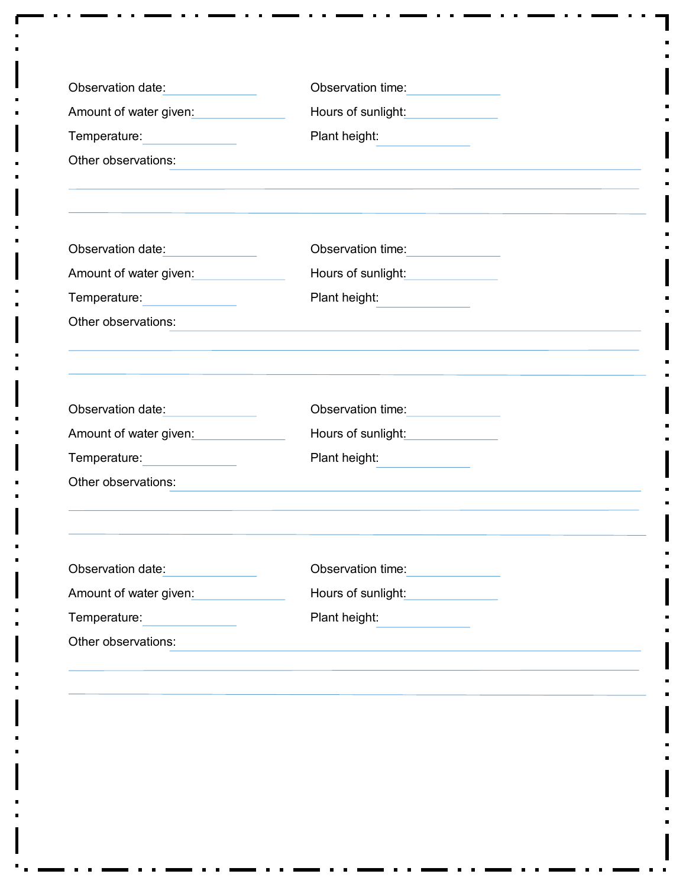Observation date: ______________ Observation time: ______________

Amount of water given: ______________ Hours of sunlight: ______________

Temperature: ______________ Plant height: ______________

Other observations: ______________________________________________

Observation date: ______________ Observation time: ______________

Amount of water given: ______________ Hours of sunlight: ______________

Temperature: ______________ Plant height: ______________

Other observations: ______________________________________________

Observation date: ______________ Observation time: ______________

Amount of water given: ______________ Hours of sunlight: ______________

Temperature: ______________ Plant height: ______________

Other observations: ______________________________________________

Observation date: ______________ Observation time: ______________

Amount of water given: ______________ Hours of sunlight: ______________

Temperature: ______________ Plant height: ______________

Other observations: ______________________________________________